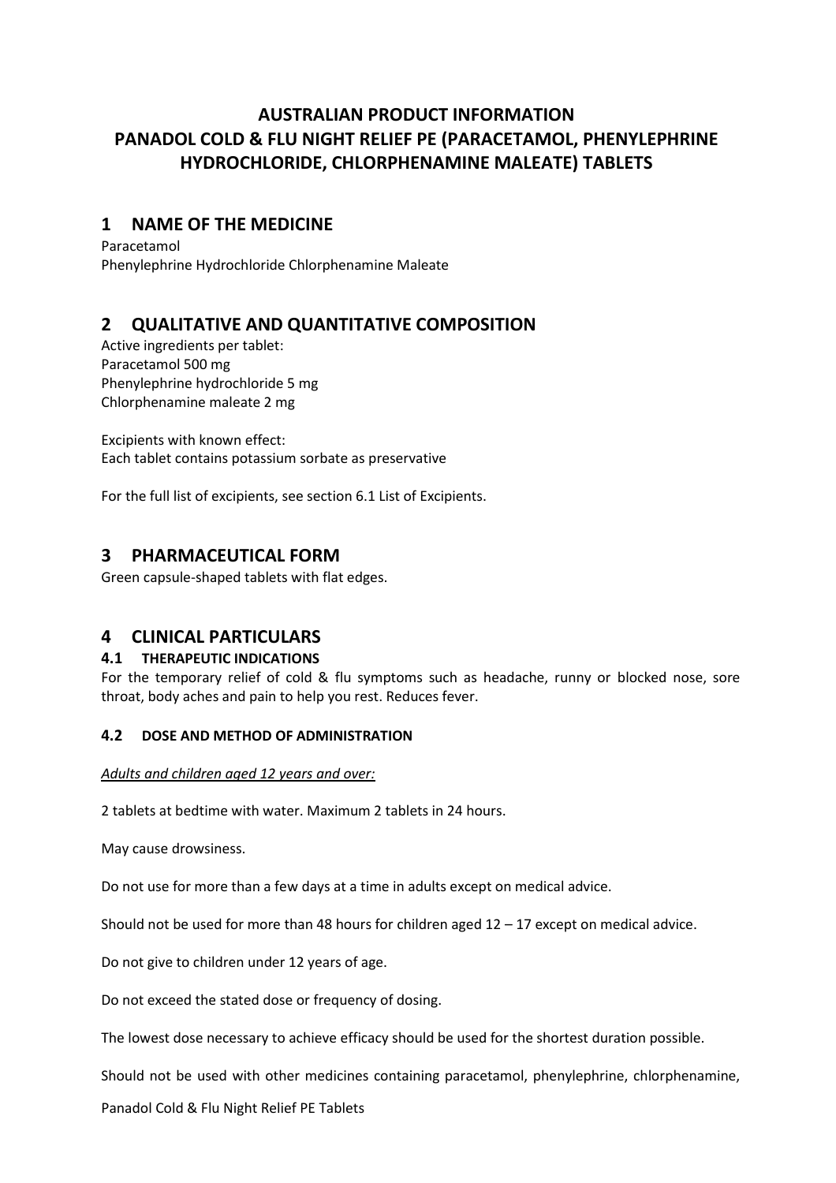# AUSTRALIAN PRODUCT INFORMATION PANADOL COLD & FLU NIGHT RELIEF PE (PARACETAMOL, PHENYLEPHRINE HYDROCHLORIDE, CHLORPHENAMINE MALEATE) TABLETS

## 1 NAME OF THE MEDICINE

Paracetamol
Phenylephrine Hydrochloride Chlorphenamine Maleate

## 2 QUALITATIVE AND QUANTITATIVE COMPOSITION

Active ingredients per tablet:
Paracetamol 500 mg
Phenylephrine hydrochloride 5 mg
Chlorphenamine maleate 2 mg

Excipients with known effect:
Each tablet contains potassium sorbate as preservative

For the full list of excipients, see section 6.1 List of Excipients.

## 3 PHARMACEUTICAL FORM

Green capsule-shaped tablets with flat edges.

## 4 CLINICAL PARTICULARS

### 4.1 THERAPEUTIC INDICATIONS

For the temporary relief of cold & flu symptoms such as headache, runny or blocked nose, sore throat, body aches and pain to help you rest. Reduces fever.

### 4.2 DOSE AND METHOD OF ADMINISTRATION

*Adults and children aged 12 years and over:*

2 tablets at bedtime with water. Maximum 2 tablets in 24 hours.

May cause drowsiness.

Do not use for more than a few days at a time in adults except on medical advice.

Should not be used for more than 48 hours for children aged 12 – 17 except on medical advice.

Do not give to children under 12 years of age.

Do not exceed the stated dose or frequency of dosing.

The lowest dose necessary to achieve efficacy should be used for the shortest duration possible.

Should not be used with other medicines containing paracetamol, phenylephrine, chlorphenamine,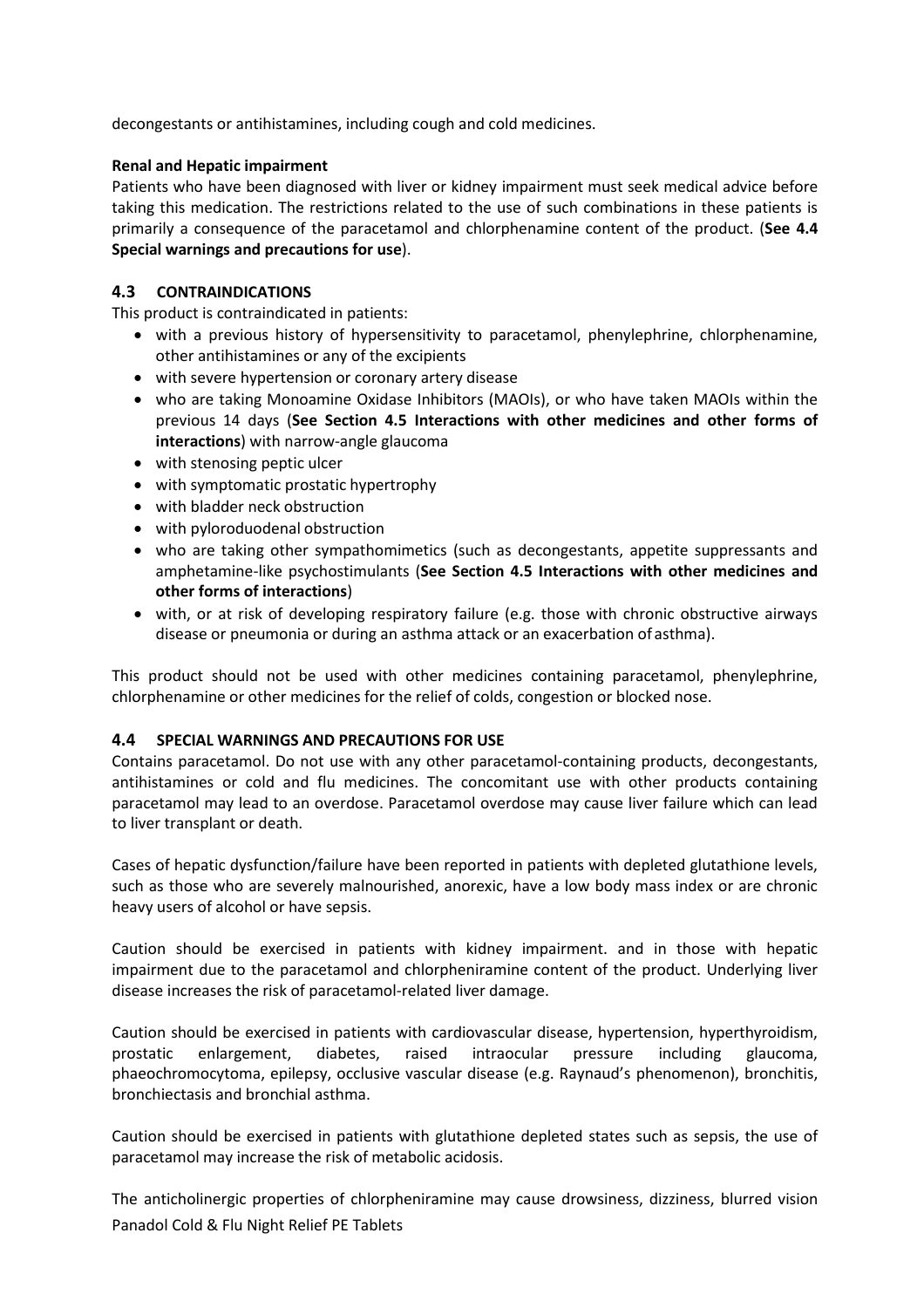decongestants or antihistamines, including cough and cold medicines.

**Renal and Hepatic impairment**

Patients who have been diagnosed with liver or kidney impairment must seek medical advice before taking this medication. The restrictions related to the use of such combinations in these patients is primarily a consequence of the paracetamol and chlorphenamine content of the product. (**See 4.4 Special warnings and precautions for use**).

## 4.3 CONTRAINDICATIONS

This product is contraindicated in patients:

- with a previous history of hypersensitivity to paracetamol, phenylephrine, chlorphenamine, other antihistamines or any of the excipients
- with severe hypertension or coronary artery disease
- who are taking Monoamine Oxidase Inhibitors (MAOIs), or who have taken MAOIs within the previous 14 days (**See Section 4.5 Interactions with other medicines and other forms of interactions**) with narrow-angle glaucoma
- with stenosing peptic ulcer
- with symptomatic prostatic hypertrophy
- with bladder neck obstruction
- with pyloroduodenal obstruction
- who are taking other sympathomimetics (such as decongestants, appetite suppressants and amphetamine-like psychostimulants (**See Section 4.5 Interactions with other medicines and other forms of interactions**)
- with, or at risk of developing respiratory failure (e.g. those with chronic obstructive airways disease or pneumonia or during an asthma attack or an exacerbation of asthma).

This product should not be used with other medicines containing paracetamol, phenylephrine, chlorphenamine or other medicines for the relief of colds, congestion or blocked nose.

## 4.4 SPECIAL WARNINGS AND PRECAUTIONS FOR USE

Contains paracetamol. Do not use with any other paracetamol-containing products, decongestants, antihistamines or cold and flu medicines. The concomitant use with other products containing paracetamol may lead to an overdose. Paracetamol overdose may cause liver failure which can lead to liver transplant or death.

Cases of hepatic dysfunction/failure have been reported in patients with depleted glutathione levels, such as those who are severely malnourished, anorexic, have a low body mass index or are chronic heavy users of alcohol or have sepsis.

Caution should be exercised in patients with kidney impairment. and in those with hepatic impairment due to the paracetamol and chlorpheniramine content of the product. Underlying liver disease increases the risk of paracetamol-related liver damage.

Caution should be exercised in patients with cardiovascular disease, hypertension, hyperthyroidism, prostatic enlargement, diabetes, raised intraocular pressure including glaucoma, phaeochromocytoma, epilepsy, occlusive vascular disease (e.g. Raynaud's phenomenon), bronchitis, bronchiectasis and bronchial asthma.

Caution should be exercised in patients with glutathione depleted states such as sepsis, the use of paracetamol may increase the risk of metabolic acidosis.

The anticholinergic properties of chlorpheniramine may cause drowsiness, dizziness, blurred vision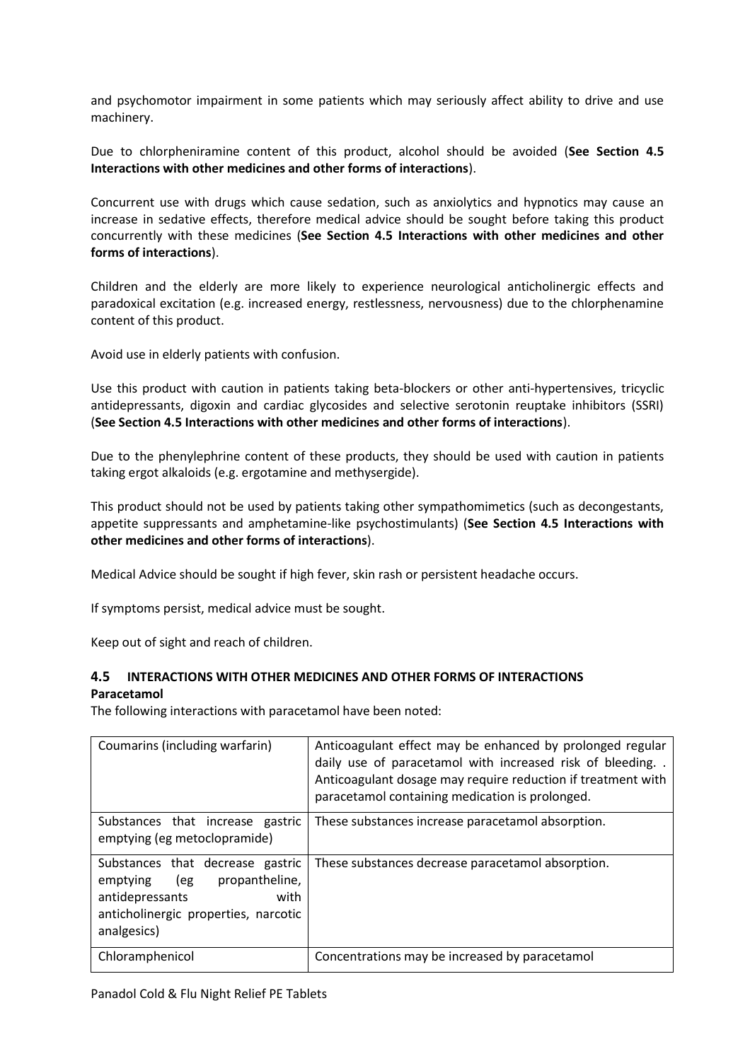and psychomotor impairment in some patients which may seriously affect ability to drive and use machinery.

Due to chlorpheniramine content of this product, alcohol should be avoided (**See Section 4.5 Interactions with other medicines and other forms of interactions**).

Concurrent use with drugs which cause sedation, such as anxiolytics and hypnotics may cause an increase in sedative effects, therefore medical advice should be sought before taking this product concurrently with these medicines (**See Section 4.5 Interactions with other medicines and other forms of interactions**).

Children and the elderly are more likely to experience neurological anticholinergic effects and paradoxical excitation (e.g. increased energy, restlessness, nervousness) due to the chlorphenamine content of this product.

Avoid use in elderly patients with confusion.

Use this product with caution in patients taking beta-blockers or other anti-hypertensives, tricyclic antidepressants, digoxin and cardiac glycosides and selective serotonin reuptake inhibitors (SSRI) (**See Section 4.5 Interactions with other medicines and other forms of interactions**).

Due to the phenylephrine content of these products, they should be used with caution in patients taking ergot alkaloids (e.g. ergotamine and methysergide).

This product should not be used by patients taking other sympathomimetics (such as decongestants, appetite suppressants and amphetamine-like psychostimulants) (**See Section 4.5 Interactions with other medicines and other forms of interactions**).

Medical Advice should be sought if high fever, skin rash or persistent headache occurs.

If symptoms persist, medical advice must be sought.

Keep out of sight and reach of children.

## 4.5 INTERACTIONS WITH OTHER MEDICINES AND OTHER FORMS OF INTERACTIONS

**Paracetamol**

The following interactions with paracetamol have been noted:

| | |
|---|---|
| Coumarins (including warfarin) | Anticoagulant effect may be enhanced by prolonged regular daily use of paracetamol with increased risk of bleeding. . Anticoagulant dosage may require reduction if treatment with paracetamol containing medication is prolonged. |
| Substances that increase gastric emptying (eg metoclopramide) | These substances increase paracetamol absorption. |
| Substances that decrease gastric emptying (eg propantheline, antidepressants with anticholinergic properties, narcotic analgesics) | These substances decrease paracetamol absorption. |
| Chloramphenicol | Concentrations may be increased by paracetamol |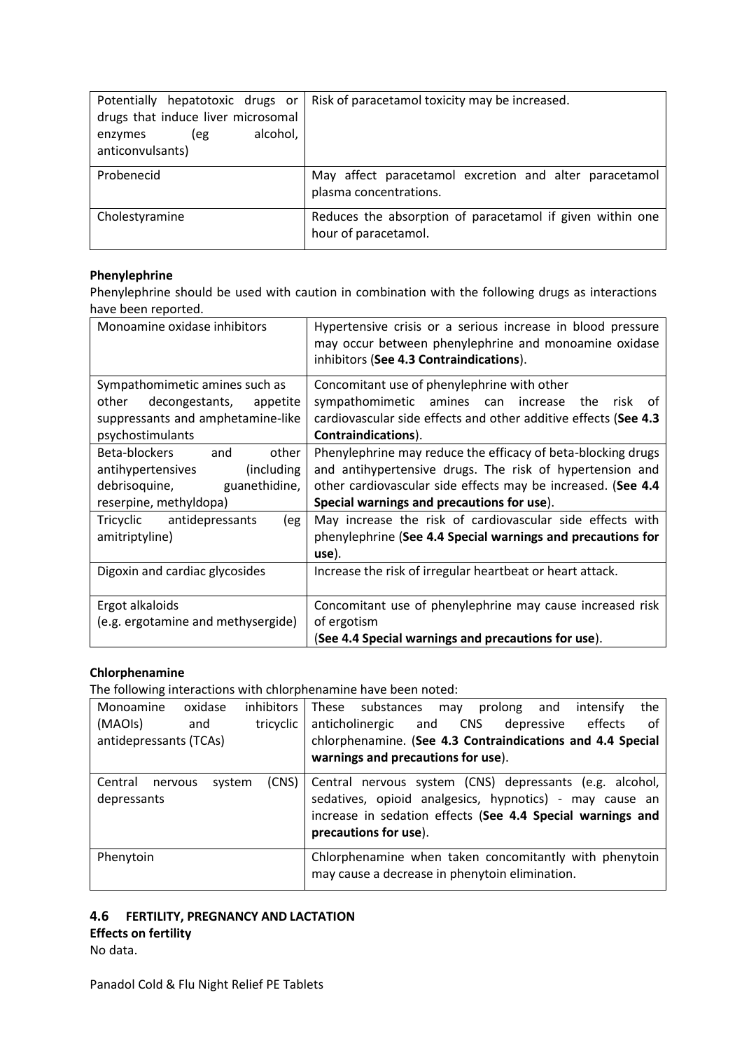| Potentially hepatotoxic drugs or drugs that induce liver microsomal enzymes (eg alcohol, anticonvulsants) | Risk of paracetamol toxicity may be increased. |
|---|---|
| Probenecid | May affect paracetamol excretion and alter paracetamol plasma concentrations. |
| Cholestyramine | Reduces the absorption of paracetamol if given within one hour of paracetamol. |

**Phenylephrine**

Phenylephrine should be used with caution in combination with the following drugs as interactions have been reported.

| Monoamine oxidase inhibitors | Hypertensive crisis or a serious increase in blood pressure may occur between phenylephrine and monoamine oxidase inhibitors (**See 4.3 Contraindications**). |
|---|---|
| Sympathomimetic amines such as other decongestants, appetite suppressants and amphetamine-like psychostimulants | Concomitant use of phenylephrine with other sympathomimetic amines can increase the risk of cardiovascular side effects and other additive effects (**See 4.3 Contraindications**). |
| Beta-blockers and other antihypertensives (including debrisoquine, guanethidine, reserpine, methyldopa) | Phenylephrine may reduce the efficacy of beta-blocking drugs and antihypertensive drugs. The risk of hypertension and other cardiovascular side effects may be increased. (**See 4.4 Special warnings and precautions for use**). |
| Tricyclic antidepressants (eg amitriptyline) | May increase the risk of cardiovascular side effects with phenylephrine (**See 4.4 Special warnings and precautions for use**). |
| Digoxin and cardiac glycosides | Increase the risk of irregular heartbeat or heart attack. |
| Ergot alkaloids (e.g. ergotamine and methysergide) | Concomitant use of phenylephrine may cause increased risk of ergotism (**See 4.4 Special warnings and precautions for use**). |

**Chlorphenamine**

The following interactions with chlorphenamine have been noted:

| Monoamine oxidase inhibitors (MAOIs) and tricyclic antidepressants (TCAs) | These substances may prolong and intensify the anticholinergic and CNS depressive effects of chlorphenamine. (**See 4.3 Contraindications and 4.4 Special warnings and precautions for use**). |
|---|---|
| Central nervous system (CNS) depressants | Central nervous system (CNS) depressants (e.g. alcohol, sedatives, opioid analgesics, hypnotics) - may cause an increase in sedation effects (**See 4.4 Special warnings and precautions for use**). |
| Phenytoin | Chlorphenamine when taken concomitantly with phenytoin may cause a decrease in phenytoin elimination. |

## 4.6 FERTILITY, PREGNANCY AND LACTATION

**Effects on fertility**

No data.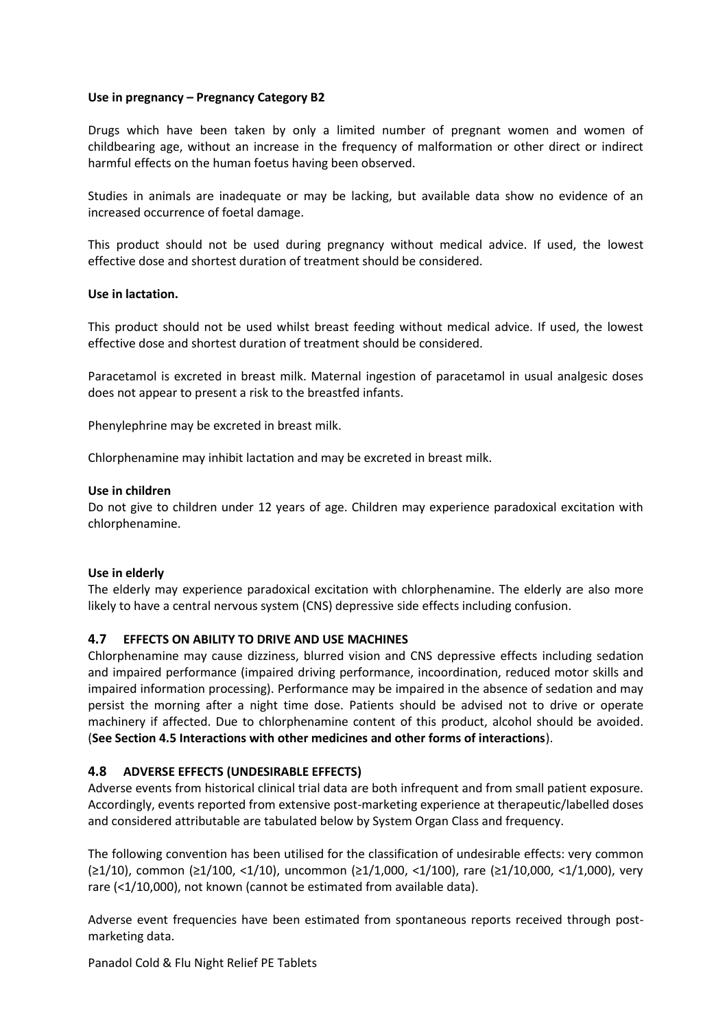**Use in pregnancy – Pregnancy Category B2**

Drugs which have been taken by only a limited number of pregnant women and women of childbearing age, without an increase in the frequency of malformation or other direct or indirect harmful effects on the human foetus having been observed.

Studies in animals are inadequate or may be lacking, but available data show no evidence of an increased occurrence of foetal damage.

This product should not be used during pregnancy without medical advice. If used, the lowest effective dose and shortest duration of treatment should be considered.

**Use in lactation.**

This product should not be used whilst breast feeding without medical advice. If used, the lowest effective dose and shortest duration of treatment should be considered.

Paracetamol is excreted in breast milk. Maternal ingestion of paracetamol in usual analgesic doses does not appear to present a risk to the breastfed infants.

Phenylephrine may be excreted in breast milk.

Chlorphenamine may inhibit lactation and may be excreted in breast milk.

**Use in children**

Do not give to children under 12 years of age. Children may experience paradoxical excitation with chlorphenamine.

**Use in elderly**

The elderly may experience paradoxical excitation with chlorphenamine. The elderly are also more likely to have a central nervous system (CNS) depressive side effects including confusion.

## 4.7 EFFECTS ON ABILITY TO DRIVE AND USE MACHINES

Chlorphenamine may cause dizziness, blurred vision and CNS depressive effects including sedation and impaired performance (impaired driving performance, incoordination, reduced motor skills and impaired information processing). Performance may be impaired in the absence of sedation and may persist the morning after a night time dose. Patients should be advised not to drive or operate machinery if affected. Due to chlorphenamine content of this product, alcohol should be avoided. (**See Section 4.5 Interactions with other medicines and other forms of interactions**).

## 4.8 ADVERSE EFFECTS (UNDESIRABLE EFFECTS)

Adverse events from historical clinical trial data are both infrequent and from small patient exposure. Accordingly, events reported from extensive post-marketing experience at therapeutic/labelled doses and considered attributable are tabulated below by System Organ Class and frequency.

The following convention has been utilised for the classification of undesirable effects: very common (≥1/10), common (≥1/100, <1/10), uncommon (≥1/1,000, <1/100), rare (≥1/10,000, <1/1,000), very rare (<1/10,000), not known (cannot be estimated from available data).

Adverse event frequencies have been estimated from spontaneous reports received through post-marketing data.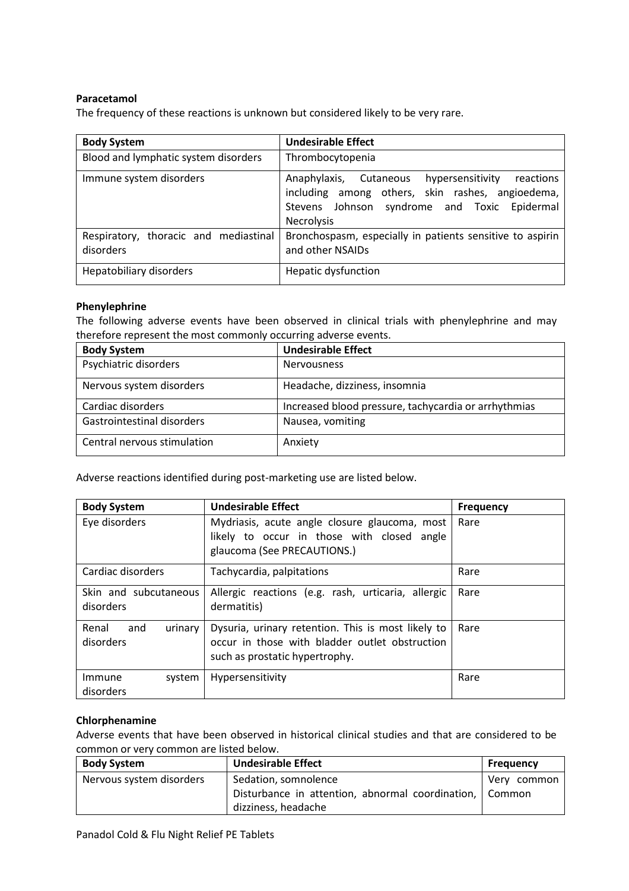**Paracetamol**

The frequency of these reactions is unknown but considered likely to be very rare.

| Body System | Undesirable Effect |
|---|---|
| Blood and lymphatic system disorders | Thrombocytopenia |
| Immune system disorders | Anaphylaxis, Cutaneous hypersensitivity reactions including among others, skin rashes, angioedema, Stevens Johnson syndrome and Toxic Epidermal Necrolysis |
| Respiratory, thoracic and mediastinal disorders | Bronchospasm, especially in patients sensitive to aspirin and other NSAIDs |
| Hepatobiliary disorders | Hepatic dysfunction |

**Phenylephrine**

The following adverse events have been observed in clinical trials with phenylephrine and may therefore represent the most commonly occurring adverse events.

| Body System | Undesirable Effect |
|---|---|
| Psychiatric disorders | Nervousness |
| Nervous system disorders | Headache, dizziness, insomnia |
| Cardiac disorders | Increased blood pressure, tachycardia or arrhythmias |
| Gastrointestinal disorders | Nausea, vomiting |
| Central nervous stimulation | Anxiety |

Adverse reactions identified during post-marketing use are listed below.

| Body System | Undesirable Effect | Frequency |
|---|---|---|
| Eye disorders | Mydriasis, acute angle closure glaucoma, most likely to occur in those with closed angle glaucoma (See PRECAUTIONS.) | Rare |
| Cardiac disorders | Tachycardia, palpitations | Rare |
| Skin and subcutaneous disorders | Allergic reactions (e.g. rash, urticaria, allergic dermatitis) | Rare |
| Renal and urinary disorders | Dysuria, urinary retention. This is most likely to occur in those with bladder outlet obstruction such as prostatic hypertrophy. | Rare |
| Immune system disorders | Hypersensitivity | Rare |

**Chlorphenamine**

Adverse events that have been observed in historical clinical studies and that are considered to be common or very common are listed below.

| Body System | Undesirable Effect | Frequency |
|---|---|---|
| Nervous system disorders | Sedation, somnolence | Very common |
| | Disturbance in attention, abnormal coordination, dizziness, headache | Common |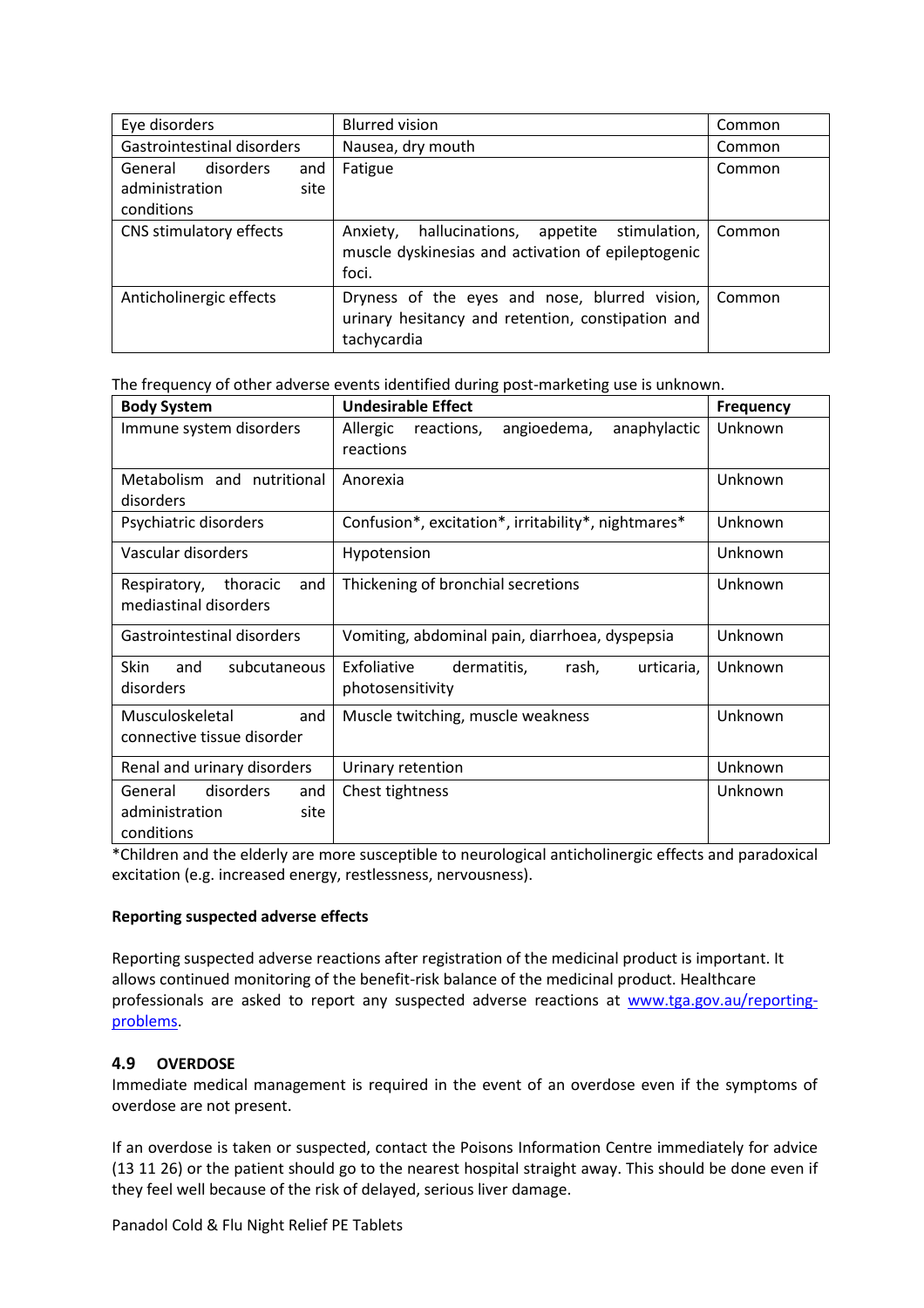| Eye disorders | Blurred vision | Common |
|---|---|---|
| Gastrointestinal disorders | Nausea, dry mouth | Common |
| General disorders and administration site conditions | Fatigue | Common |
| CNS stimulatory effects | Anxiety, hallucinations, appetite stimulation, muscle dyskinesias and activation of epileptogenic foci. | Common |
| Anticholinergic effects | Dryness of the eyes and nose, blurred vision, urinary hesitancy and retention, constipation and tachycardia | Common |

The frequency of other adverse events identified during post-marketing use is unknown.

| **Body System** | **Undesirable Effect** | **Frequency** |
|---|---|---|
| Immune system disorders | Allergic reactions, angioedema, anaphylactic reactions | Unknown |
| Metabolism and nutritional disorders | Anorexia | Unknown |
| Psychiatric disorders | Confusion*, excitation*, irritability*, nightmares* | Unknown |
| Vascular disorders | Hypotension | Unknown |
| Respiratory, thoracic and mediastinal disorders | Thickening of bronchial secretions | Unknown |
| Gastrointestinal disorders | Vomiting, abdominal pain, diarrhoea, dyspepsia | Unknown |
| Skin and subcutaneous disorders | Exfoliative dermatitis, rash, urticaria, photosensitivity | Unknown |
| Musculoskeletal and connective tissue disorder | Muscle twitching, muscle weakness | Unknown |
| Renal and urinary disorders | Urinary retention | Unknown |
| General disorders and administration site conditions | Chest tightness | Unknown |

*Children and the elderly are more susceptible to neurological anticholinergic effects and paradoxical excitation (e.g. increased energy, restlessness, nervousness).

**Reporting suspected adverse effects**

Reporting suspected adverse reactions after registration of the medicinal product is important. It allows continued monitoring of the benefit-risk balance of the medicinal product. Healthcare professionals are asked to report any suspected adverse reactions at www.tga.gov.au/reporting-problems.

## 4.9 OVERDOSE

Immediate medical management is required in the event of an overdose even if the symptoms of overdose are not present.

If an overdose is taken or suspected, contact the Poisons Information Centre immediately for advice (13 11 26) or the patient should go to the nearest hospital straight away. This should be done even if they feel well because of the risk of delayed, serious liver damage.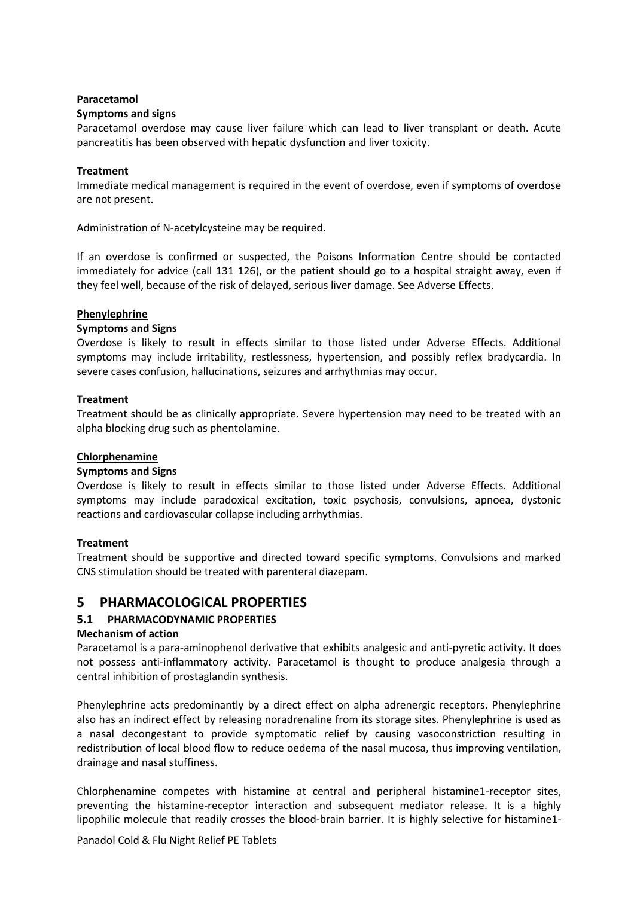**Paracetamol**

**Symptoms and signs**

Paracetamol overdose may cause liver failure which can lead to liver transplant or death. Acute pancreatitis has been observed with hepatic dysfunction and liver toxicity.

**Treatment**

Immediate medical management is required in the event of overdose, even if symptoms of overdose are not present.

Administration of N-acetylcysteine may be required.

If an overdose is confirmed or suspected, the Poisons Information Centre should be contacted immediately for advice (call 131 126), or the patient should go to a hospital straight away, even if they feel well, because of the risk of delayed, serious liver damage. See Adverse Effects.

**Phenylephrine**

**Symptoms and Signs**

Overdose is likely to result in effects similar to those listed under Adverse Effects. Additional symptoms may include irritability, restlessness, hypertension, and possibly reflex bradycardia. In severe cases confusion, hallucinations, seizures and arrhythmias may occur.

**Treatment**

Treatment should be as clinically appropriate. Severe hypertension may need to be treated with an alpha blocking drug such as phentolamine.

**Chlorphenamine**

**Symptoms and Signs**

Overdose is likely to result in effects similar to those listed under Adverse Effects. Additional symptoms may include paradoxical excitation, toxic psychosis, convulsions, apnoea, dystonic reactions and cardiovascular collapse including arrhythmias.

**Treatment**

Treatment should be supportive and directed toward specific symptoms. Convulsions and marked CNS stimulation should be treated with parenteral diazepam.

# 5 PHARMACOLOGICAL PROPERTIES

## 5.1 PHARMACODYNAMIC PROPERTIES

**Mechanism of action**

Paracetamol is a para-aminophenol derivative that exhibits analgesic and anti-pyretic activity. It does not possess anti-inflammatory activity. Paracetamol is thought to produce analgesia through a central inhibition of prostaglandin synthesis.

Phenylephrine acts predominantly by a direct effect on alpha adrenergic receptors. Phenylephrine also has an indirect effect by releasing noradrenaline from its storage sites. Phenylephrine is used as a nasal decongestant to provide symptomatic relief by causing vasoconstriction resulting in redistribution of local blood flow to reduce oedema of the nasal mucosa, thus improving ventilation, drainage and nasal stuffiness.

Chlorphenamine competes with histamine at central and peripheral histamine1-receptor sites, preventing the histamine-receptor interaction and subsequent mediator release. It is a highly lipophilic molecule that readily crosses the blood-brain barrier. It is highly selective for histamine1-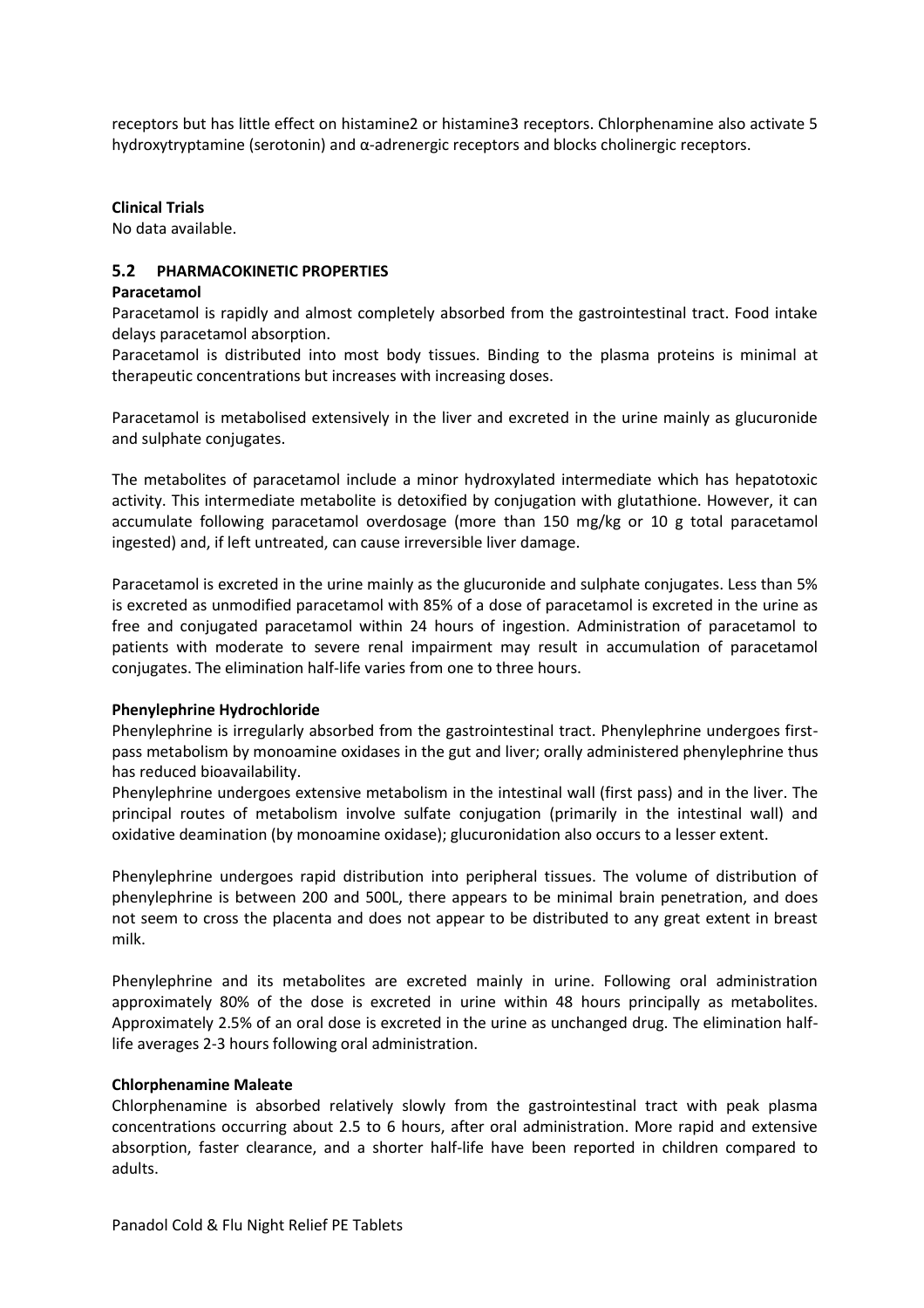receptors but has little effect on histamine2 or histamine3 receptors. Chlorphenamine also activate 5 hydroxytryptamine (serotonin) and α-adrenergic receptors and blocks cholinergic receptors.

**Clinical Trials**

No data available.

## 5.2 PHARMACOKINETIC PROPERTIES

**Paracetamol**

Paracetamol is rapidly and almost completely absorbed from the gastrointestinal tract. Food intake delays paracetamol absorption.

Paracetamol is distributed into most body tissues. Binding to the plasma proteins is minimal at therapeutic concentrations but increases with increasing doses.

Paracetamol is metabolised extensively in the liver and excreted in the urine mainly as glucuronide and sulphate conjugates.

The metabolites of paracetamol include a minor hydroxylated intermediate which has hepatotoxic activity. This intermediate metabolite is detoxified by conjugation with glutathione. However, it can accumulate following paracetamol overdosage (more than 150 mg/kg or 10 g total paracetamol ingested) and, if left untreated, can cause irreversible liver damage.

Paracetamol is excreted in the urine mainly as the glucuronide and sulphate conjugates. Less than 5% is excreted as unmodified paracetamol with 85% of a dose of paracetamol is excreted in the urine as free and conjugated paracetamol within 24 hours of ingestion. Administration of paracetamol to patients with moderate to severe renal impairment may result in accumulation of paracetamol conjugates. The elimination half-life varies from one to three hours.

**Phenylephrine Hydrochloride**

Phenylephrine is irregularly absorbed from the gastrointestinal tract. Phenylephrine undergoes first-pass metabolism by monoamine oxidases in the gut and liver; orally administered phenylephrine thus has reduced bioavailability.

Phenylephrine undergoes extensive metabolism in the intestinal wall (first pass) and in the liver. The principal routes of metabolism involve sulfate conjugation (primarily in the intestinal wall) and oxidative deamination (by monoamine oxidase); glucuronidation also occurs to a lesser extent.

Phenylephrine undergoes rapid distribution into peripheral tissues. The volume of distribution of phenylephrine is between 200 and 500L, there appears to be minimal brain penetration, and does not seem to cross the placenta and does not appear to be distributed to any great extent in breast milk.

Phenylephrine and its metabolites are excreted mainly in urine. Following oral administration approximately 80% of the dose is excreted in urine within 48 hours principally as metabolites. Approximately 2.5% of an oral dose is excreted in the urine as unchanged drug. The elimination half-life averages 2-3 hours following oral administration.

**Chlorphenamine Maleate**

Chlorphenamine is absorbed relatively slowly from the gastrointestinal tract with peak plasma concentrations occurring about 2.5 to 6 hours, after oral administration. More rapid and extensive absorption, faster clearance, and a shorter half-life have been reported in children compared to adults.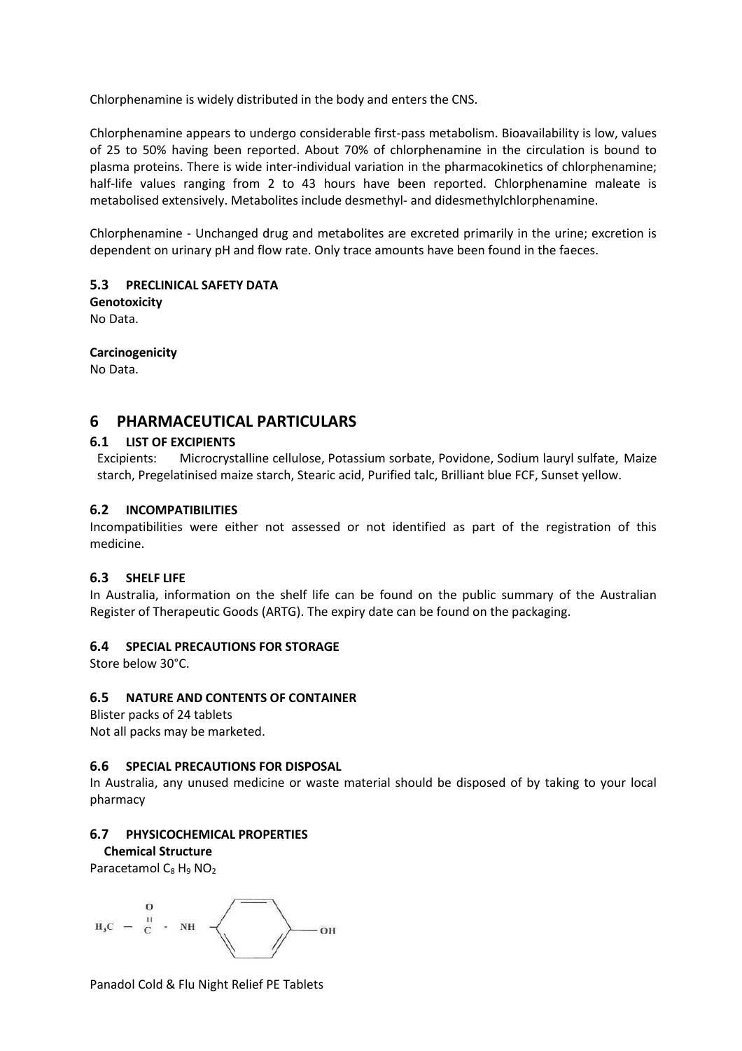Chlorphenamine is widely distributed in the body and enters the CNS.

Chlorphenamine appears to undergo considerable first-pass metabolism. Bioavailability is low, values of 25 to 50% having been reported. About 70% of chlorphenamine in the circulation is bound to plasma proteins. There is wide inter-individual variation in the pharmacokinetics of chlorphenamine; half-life values ranging from 2 to 43 hours have been reported. Chlorphenamine maleate is metabolised extensively. Metabolites include desmethyl- and didesmethylchlorphenamine.

Chlorphenamine - Unchanged drug and metabolites are excreted primarily in the urine; excretion is dependent on urinary pH and flow rate. Only trace amounts have been found in the faeces.

### 5.3 PRECLINICAL SAFETY DATA

**Genotoxicity**

No Data.

**Carcinogenicity**

No Data.

## 6 PHARMACEUTICAL PARTICULARS

### 6.1 LIST OF EXCIPIENTS

Excipients: Microcrystalline cellulose, Potassium sorbate, Povidone, Sodium lauryl sulfate, Maize starch, Pregelatinised maize starch, Stearic acid, Purified talc, Brilliant blue FCF, Sunset yellow.

### 6.2 INCOMPATIBILITIES

Incompatibilities were either not assessed or not identified as part of the registration of this medicine.

### 6.3 SHELF LIFE

In Australia, information on the shelf life can be found on the public summary of the Australian Register of Therapeutic Goods (ARTG). The expiry date can be found on the packaging.

### 6.4 SPECIAL PRECAUTIONS FOR STORAGE

Store below 30°C.

### 6.5 NATURE AND CONTENTS OF CONTAINER

Blister packs of 24 tablets

Not all packs may be marketed.

### 6.6 SPECIAL PRECAUTIONS FOR DISPOSAL

In Australia, any unused medicine or waste material should be disposed of by taking to your local pharmacy

### 6.7 PHYSICOCHEMICAL PROPERTIES

**Chemical Structure**

Paracetamol $C_8H_9NO_2$

$$H_3C - \overset{O}{\overset{\|}{C}} - NH - C_6H_4 - OH$$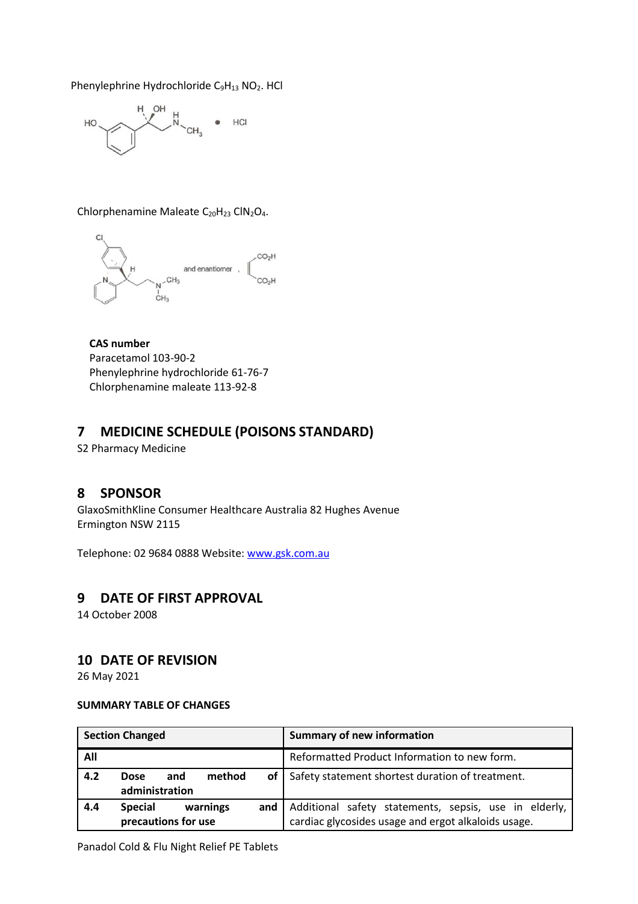Phenylephrine Hydrochloride $C_9H_{13}NO_2$. HCl

Chlorphenamine Maleate $C_{20}H_{23}ClN_2O_4$.

**CAS number**
Paracetamol 103-90-2
Phenylephrine hydrochloride 61-76-7
Chlorphenamine maleate 113-92-8

## 7 MEDICINE SCHEDULE (POISONS STANDARD)

S2 Pharmacy Medicine

## 8 SPONSOR

GlaxoSmithKline Consumer Healthcare Australia 82 Hughes Avenue
Ermington NSW 2115

Telephone: 02 9684 0888 Website: www.gsk.com.au

## 9 DATE OF FIRST APPROVAL

14 October 2008

## 10 DATE OF REVISION

26 May 2021

**SUMMARY TABLE OF CHANGES**

| Section Changed | Summary of new information |
|---|---|
| **All** | Reformatted Product Information to new form. |
| **4.2 Dose and method of administration** | Safety statement shortest duration of treatment. |
| **4.4 Special warnings and precautions for use** | Additional safety statements, sepsis, use in elderly, cardiac glycosides usage and ergot alkaloids usage. |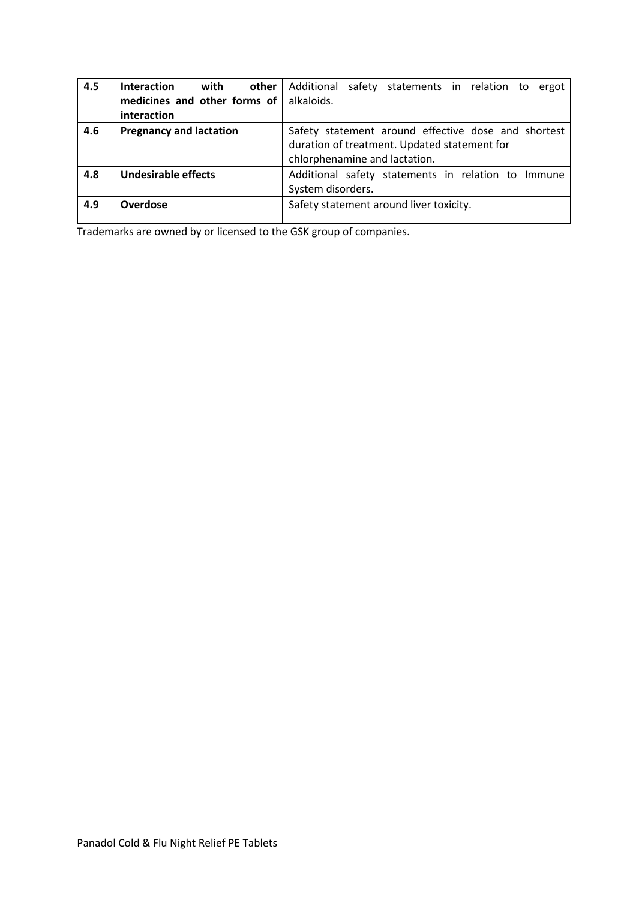| | | |
|---|---|---|
| **4.5** | **Interaction with other medicines and other forms of interaction** | Additional safety statements in relation to ergot alkaloids. |
| **4.6** | **Pregnancy and lactation** | Safety statement around effective dose and shortest duration of treatment. Updated statement for chlorphenamine and lactation. |
| **4.8** | **Undesirable effects** | Additional safety statements in relation to Immune System disorders. |
| **4.9** | **Overdose** | Safety statement around liver toxicity. |

Trademarks are owned by or licensed to the GSK group of companies.